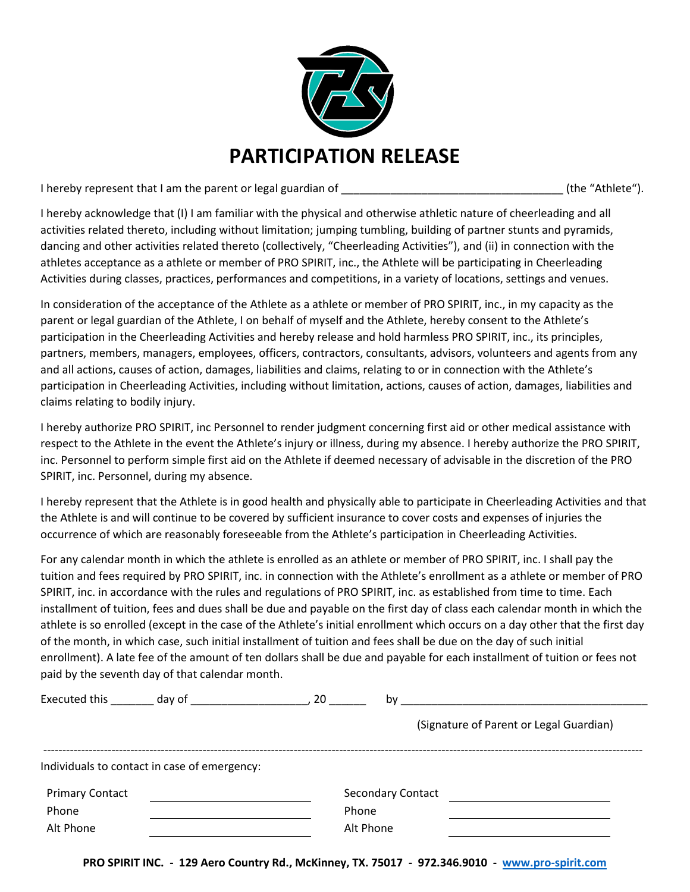# PARTICIPATION RELEASE

I hereby represent that I am the parent or legal guardian of ___________________________________ (the "Athlete").

I hereby acknowledge that (I) I am familiar with the physical and otherwise athletic nature of cheerleading and all activities related thereto, including without limitation; jumping tumbling, building of partner stunts and pyramids, dancing and other activities related thereto (collectively, "Cheerleading Activities"), and (ii) in connection with the athletes acceptance as a athlete or member of PRO SPIRIT, inc., the Athlete will be participating in Cheerleading Activities during classes, practices, performances and competitions, in a variety of locations, settings and venues.

In consideration of the acceptance of the Athlete as a athlete or member of PRO SPIRIT, inc., in my capacity as the parent or legal guardian of the Athlete, I on behalf of myself and the Athlete, hereby consent to the Athlete's participation in the Cheerleading Activities and hereby release and hold harmless PRO SPIRIT, inc., its principles, partners, members, managers, employees, officers, contractors, consultants, advisors, volunteers and agents from any and all actions, causes of action, damages, liabilities and claims, relating to or in connection with the Athlete's participation in Cheerleading Activities, including without limitation, actions, causes of action, damages, liabilities and claims relating to bodily injury.

I hereby authorize PRO SPIRIT, inc Personnel to render judgment concerning first aid or other medical assistance with respect to the Athlete in the event the Athlete's injury or illness, during my absence. I hereby authorize the PRO SPIRIT, inc. Personnel to perform simple first aid on the Athlete if deemed necessary of advisable in the discretion of the PRO SPIRIT, inc. Personnel, during my absence.

I hereby represent that the Athlete is in good health and physically able to participate in Cheerleading Activities and that the Athlete is and will continue to be covered by sufficient insurance to cover costs and expenses of injuries the occurrence of which are reasonably foreseeable from the Athlete's participation in Cheerleading Activities.

For any calendar month in which the athlete is enrolled as an athlete or member of PRO SPIRIT, inc. I shall pay the tuition and fees required by PRO SPIRIT, inc. in connection with the Athlete's enrollment as a athlete or member of PRO SPIRIT, inc. in accordance with the rules and regulations of PRO SPIRIT, inc. as established from time to time. Each installment of tuition, fees and dues shall be due and payable on the first day of class each calendar month in which the athlete is so enrolled (except in the case of the Athlete's initial enrollment which occurs on a day other that the first day of the month, in which case, such initial installment of tuition and fees shall be due on the day of such initial enrollment). A late fee of the amount of ten dollars shall be due and payable for each installment of tuition or fees not paid by the seventh day of that calendar month.

Executed this _______ day of ___________________, 20 ______ by _________________________________________

(Signature of Parent or Legal Guardian)

---

Individuals to contact in case of emergency:

| | | | |
|---|---|---|---|
| Primary Contact | ____________________ | Secondary Contact | ____________________ |
| Phone | ____________________ | Phone | ____________________ |
| Alt Phone | ____________________ | Alt Phone | ____________________ |

**PRO SPIRIT INC. - 129 Aero Country Rd., McKinney, TX. 75017 - 972.346.9010 - www.pro-spirit.com**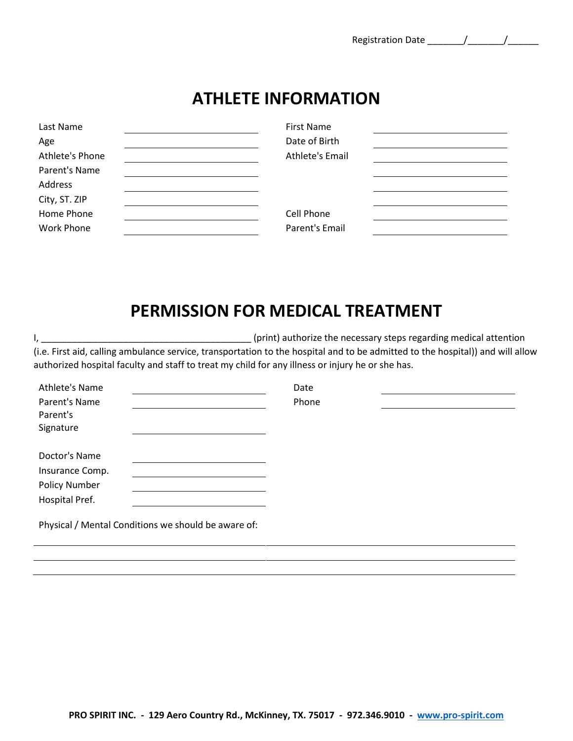Registration Date _______/_______/______

# ATHLETE INFORMATION

| | | | |
|---|---|---|---|
| Last Name | | First Name | |
| Age | | Date of Birth | |
| Athlete's Phone | | Athlete's Email | |
| Parent's Name | | | |
| Address | | | |
| City, ST. ZIP | | | |
| Home Phone | | Cell Phone | |
| Work Phone | | Parent's Email | |

# PERMISSION FOR MEDICAL TREATMENT

I, ________________________________________ (print) authorize the necessary steps regarding medical attention (i.e. First aid, calling ambulance service, transportation to the hospital and to be admitted to the hospital)) and will allow authorized hospital faculty and staff to treat my child for any illness or injury he or she has.

| | | | |
|---|---|---|---|
| Athlete's Name | | Date | |
| Parent's Name | | Phone | |
| Parent's Signature | | | |

| | |
|---|---|
| Doctor's Name | |
| Insurance Comp. | |
| Policy Number | |
| Hospital Pref. | |

Physical / Mental Conditions we should be aware of:

______________________________________________________________________

______________________________________________________________________

______________________________________________________________________

**PRO SPIRIT INC. - 129 Aero Country Rd., McKinney, TX. 75017 - 972.346.9010 - www.pro-spirit.com**